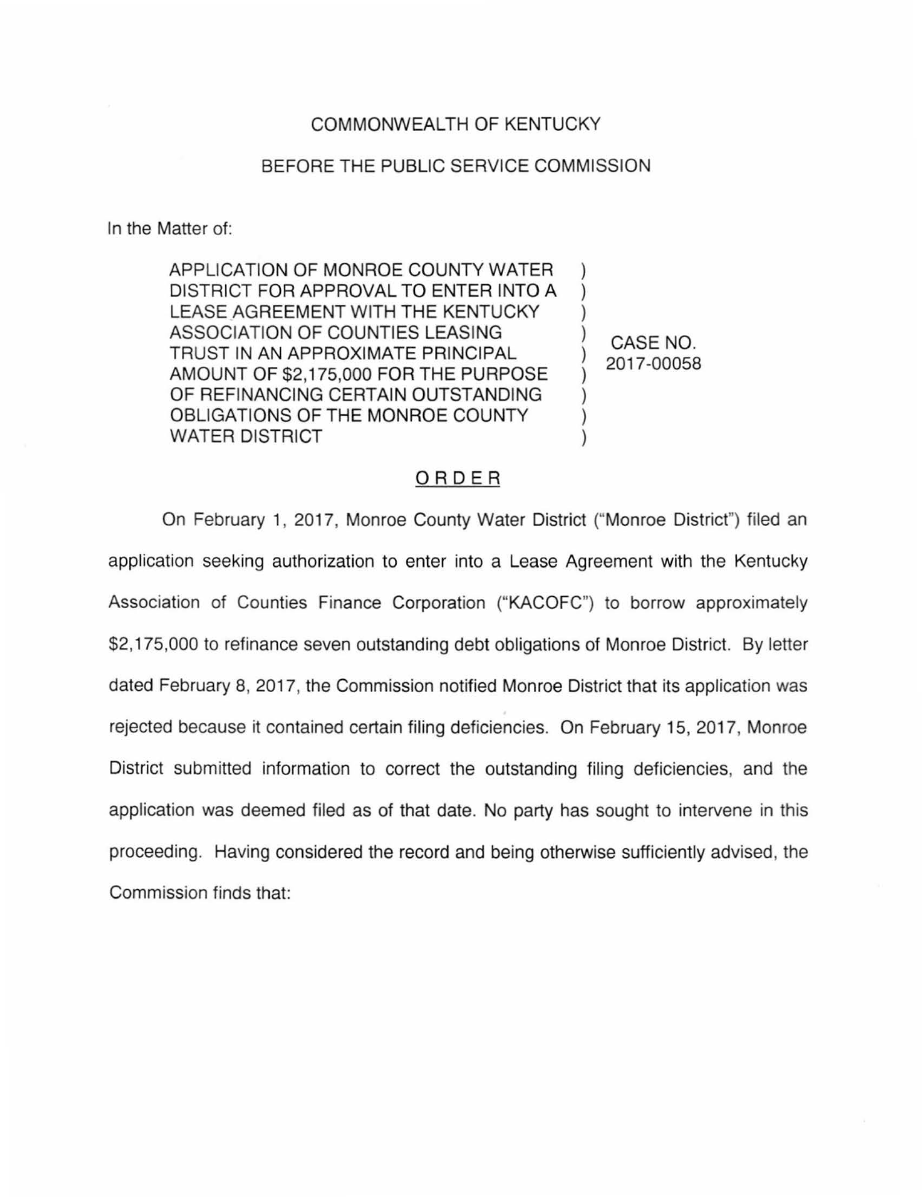COMMONWEALTH OF KENTUCKY

BEFORE THE PUBLIC SERVICE COMMISSION

In the Matter of:

| | | |
|---|---|---|
| APPLICATION OF MONROE COUNTY WATER DISTRICT FOR APPROVAL TO ENTER INTO A LEASE AGREEMENT WITH THE KENTUCKY ASSOCIATION OF COUNTIES LEASING TRUST IN AN APPROXIMATE PRINCIPAL AMOUNT OF $2,175,000 FOR THE PURPOSE OF REFINANCING CERTAIN OUTSTANDING OBLIGATIONS OF THE MONROE COUNTY WATER DISTRICT | ) | CASE NO. 2017-00058 |

## ORDER

On February 1, 2017, Monroe County Water District ("Monroe District") filed an application seeking authorization to enter into a Lease Agreement with the Kentucky Association of Counties Finance Corporation ("KACOFC") to borrow approximately $2,175,000 to refinance seven outstanding debt obligations of Monroe District. By letter dated February 8, 2017, the Commission notified Monroe District that its application was rejected because it contained certain filing deficiencies. On February 15, 2017, Monroe District submitted information to correct the outstanding filing deficiencies, and the application was deemed filed as of that date. No party has sought to intervene in this proceeding. Having considered the record and being otherwise sufficiently advised, the Commission finds that: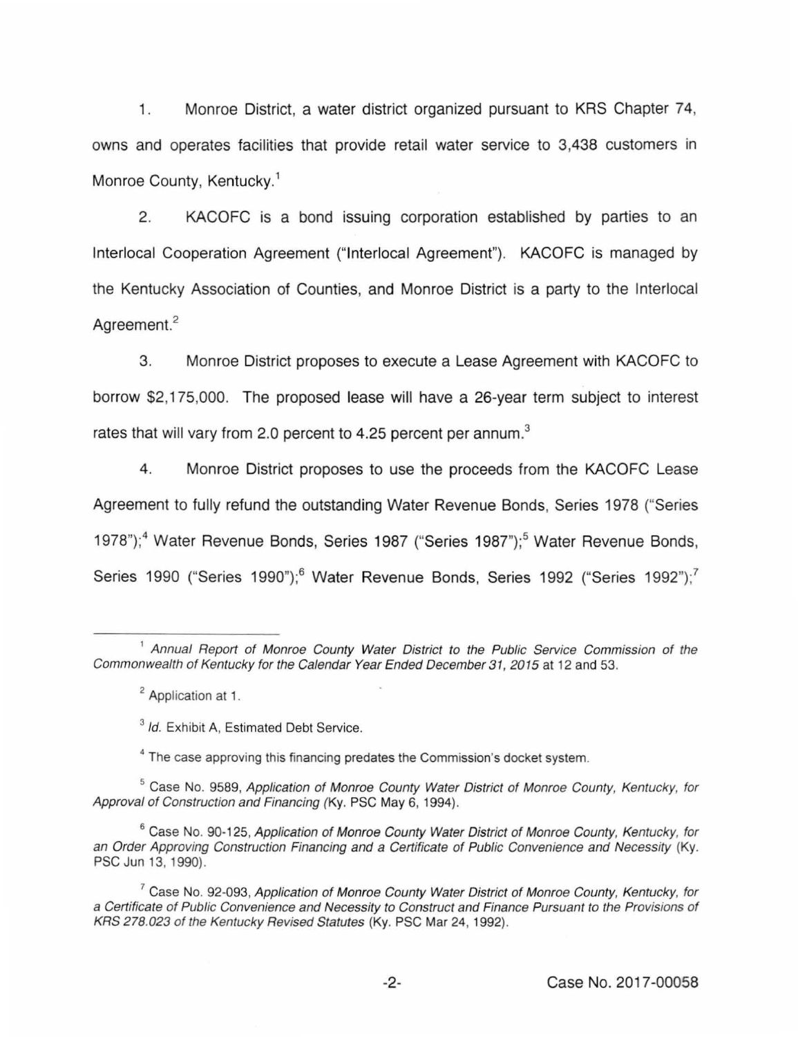1. Monroe District, a water district organized pursuant to KRS Chapter 74, owns and operates facilities that provide retail water service to 3,438 customers in Monroe County, Kentucky.[1]

2. KACOFC is a bond issuing corporation established by parties to an Interlocal Cooperation Agreement ("Interlocal Agreement"). KACOFC is managed by the Kentucky Association of Counties, and Monroe District is a party to the Interlocal Agreement.[2]

3. Monroe District proposes to execute a Lease Agreement with KACOFC to borrow $2,175,000. The proposed lease will have a 26-year term subject to interest rates that will vary from 2.0 percent to 4.25 percent per annum.[3]

4. Monroe District proposes to use the proceeds from the KACOFC Lease Agreement to fully refund the outstanding Water Revenue Bonds, Series 1978 ("Series 1978");[4] Water Revenue Bonds, Series 1987 ("Series 1987");[5] Water Revenue Bonds, Series 1990 ("Series 1990");[6] Water Revenue Bonds, Series 1992 ("Series 1992");[7]

---

[1] *Annual Report of Monroe County Water District to the Public Service Commission of the Commonwealth of Kentucky for the Calendar Year Ended December 31, 2015* at 12 and 53.

[2] Application at 1.

[3] *Id.* Exhibit A, Estimated Debt Service.

[4] The case approving this financing predates the Commission's docket system.

[5] Case No. 9589, *Application of Monroe County Water District of Monroe County, Kentucky, for Approval of Construction and Financing (*Ky. PSC May 6, 1994).

[6] Case No. 90-125, *Application of Monroe County Water District of Monroe County, Kentucky, for an Order Approving Construction Financing and a Certificate of Public Convenience and Necessity* (Ky. PSC Jun 13, 1990).

[7] Case No. 92-093, *Application of Monroe County Water District of Monroe County, Kentucky, for a Certificate of Public Convenience and Necessity to Construct and Finance Pursuant to the Provisions of KRS 278.023 of the Kentucky Revised Statutes* (Ky. PSC Mar 24, 1992).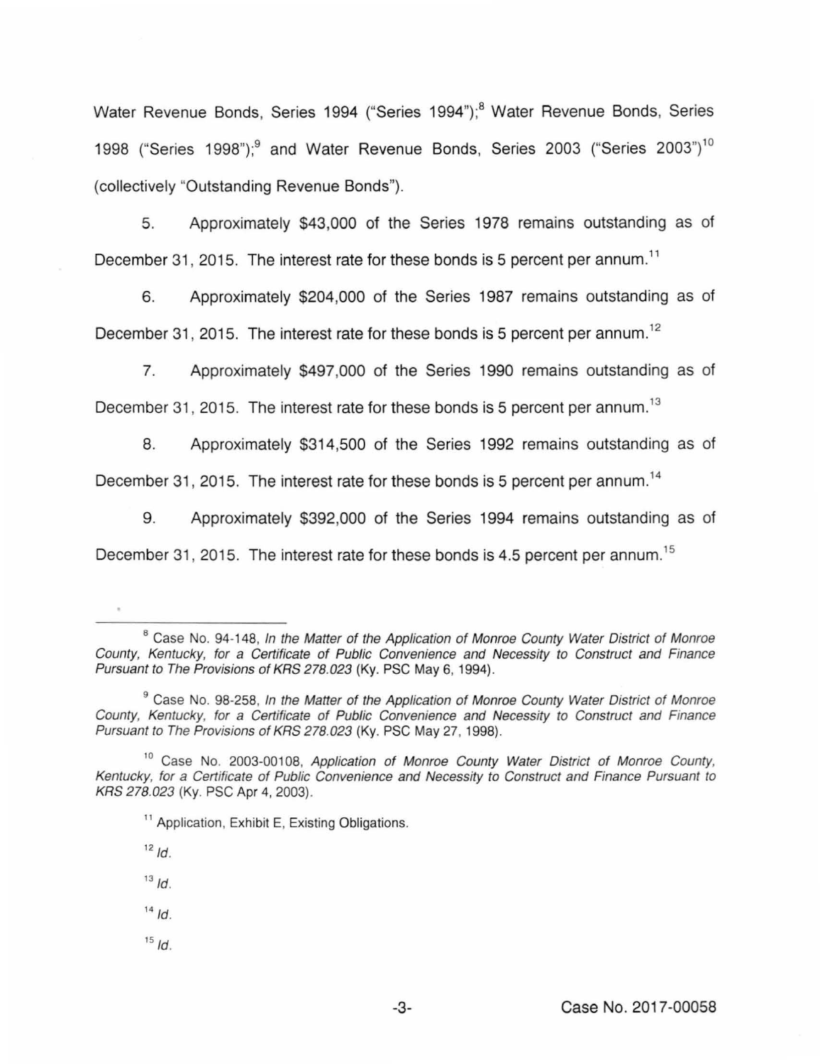Water Revenue Bonds, Series 1994 ("Series 1994");[8] Water Revenue Bonds, Series 1998 ("Series 1998");[9] and Water Revenue Bonds, Series 2003 ("Series 2003")[10] (collectively "Outstanding Revenue Bonds").

5. Approximately $43,000 of the Series 1978 remains outstanding as of December 31, 2015. The interest rate for these bonds is 5 percent per annum.[11]

6. Approximately $204,000 of the Series 1987 remains outstanding as of December 31, 2015. The interest rate for these bonds is 5 percent per annum.[12]

7. Approximately $497,000 of the Series 1990 remains outstanding as of December 31, 2015. The interest rate for these bonds is 5 percent per annum.[13]

8. Approximately $314,500 of the Series 1992 remains outstanding as of December 31, 2015. The interest rate for these bonds is 5 percent per annum.[14]

9. Approximately $392,000 of the Series 1994 remains outstanding as of December 31, 2015. The interest rate for these bonds is 4.5 percent per annum.[15]

---

[8] Case No. 94-148, *In the Matter of the Application of Monroe County Water District of Monroe County, Kentucky, for a Certificate of Public Convenience and Necessity to Construct and Finance Pursuant to The Provisions of KRS 278.023* (Ky. PSC May 6, 1994).

[9] Case No. 98-258, *In the Matter of the Application of Monroe County Water District of Monroe County, Kentucky, for a Certificate of Public Convenience and Necessity to Construct and Finance Pursuant to The Provisions of KRS 278.023* (Ky. PSC May 27, 1998).

[10] Case No. 2003-00108, *Application of Monroe County Water District of Monroe County, Kentucky, for a Certificate of Public Convenience and Necessity to Construct and Finance Pursuant to KRS 278.023* (Ky. PSC Apr 4, 2003).

[11] Application, Exhibit E, Existing Obligations.

[12] *Id.*

[13] *Id.*

[14] *Id.*

[15] *Id.*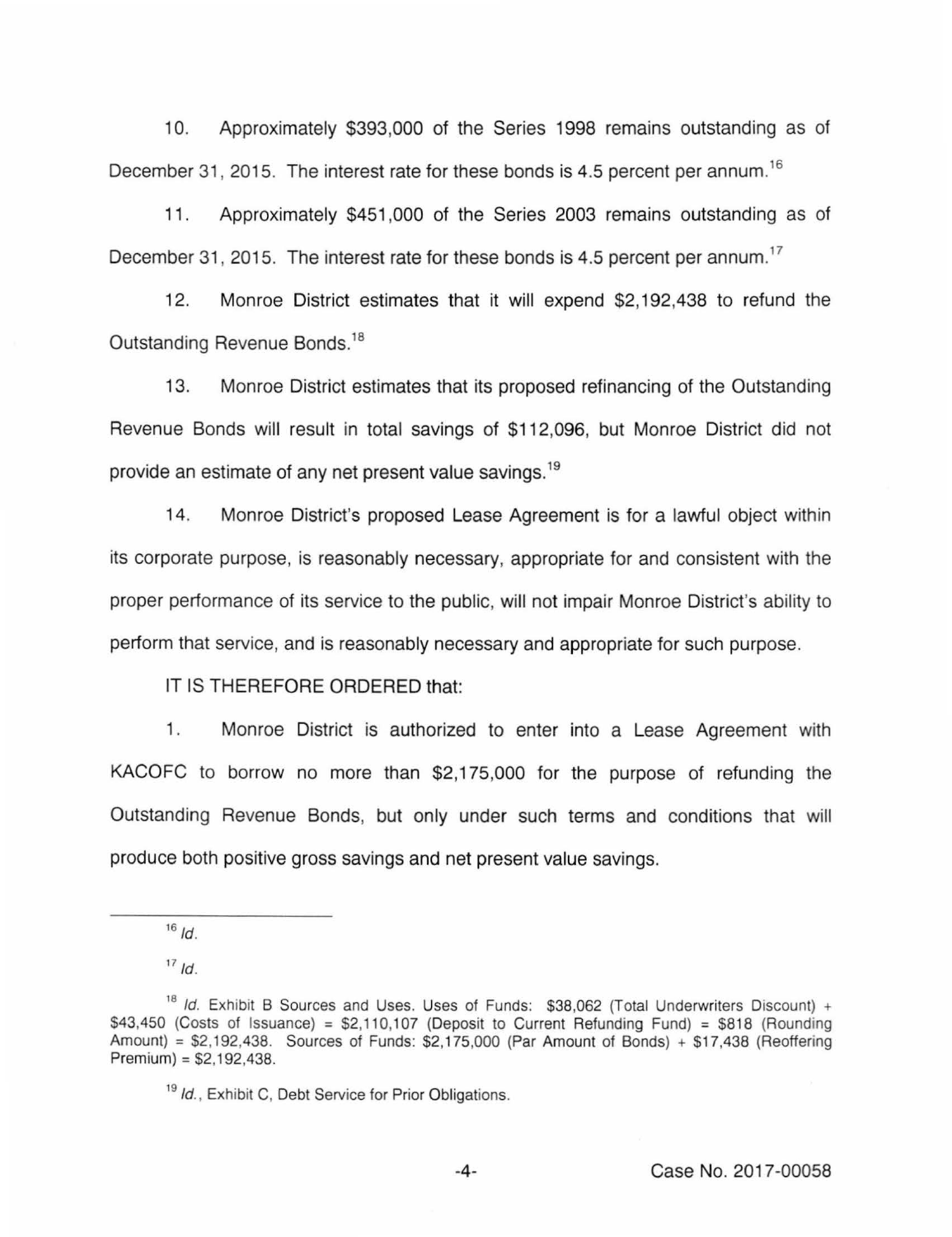10. Approximately $393,000 of the Series 1998 remains outstanding as of December 31, 2015. The interest rate for these bonds is 4.5 percent per annum.[16]

11. Approximately $451,000 of the Series 2003 remains outstanding as of December 31, 2015. The interest rate for these bonds is 4.5 percent per annum.[17]

12. Monroe District estimates that it will expend $2,192,438 to refund the Outstanding Revenue Bonds.[18]

13. Monroe District estimates that its proposed refinancing of the Outstanding Revenue Bonds will result in total savings of $112,096, but Monroe District did not provide an estimate of any net present value savings.[19]

14. Monroe District's proposed Lease Agreement is for a lawful object within its corporate purpose, is reasonably necessary, appropriate for and consistent with the proper performance of its service to the public, will not impair Monroe District's ability to perform that service, and is reasonably necessary and appropriate for such purpose.

IT IS THEREFORE ORDERED that:

1. Monroe District is authorized to enter into a Lease Agreement with KACOFC to borrow no more than $2,175,000 for the purpose of refunding the Outstanding Revenue Bonds, but only under such terms and conditions that will produce both positive gross savings and net present value savings.

---

[16] *Id.*

[17] *Id.*

[18] *Id.* Exhibit B Sources and Uses. Uses of Funds: $38,062 (Total Underwriters Discount) + $43,450 (Costs of Issuance) = $2,110,107 (Deposit to Current Refunding Fund) = $818 (Rounding Amount) = $2,192,438. Sources of Funds: $2,175,000 (Par Amount of Bonds) + $17,438 (Reoffering Premium) = $2,192,438.

[19] *Id.*, Exhibit C, Debt Service for Prior Obligations.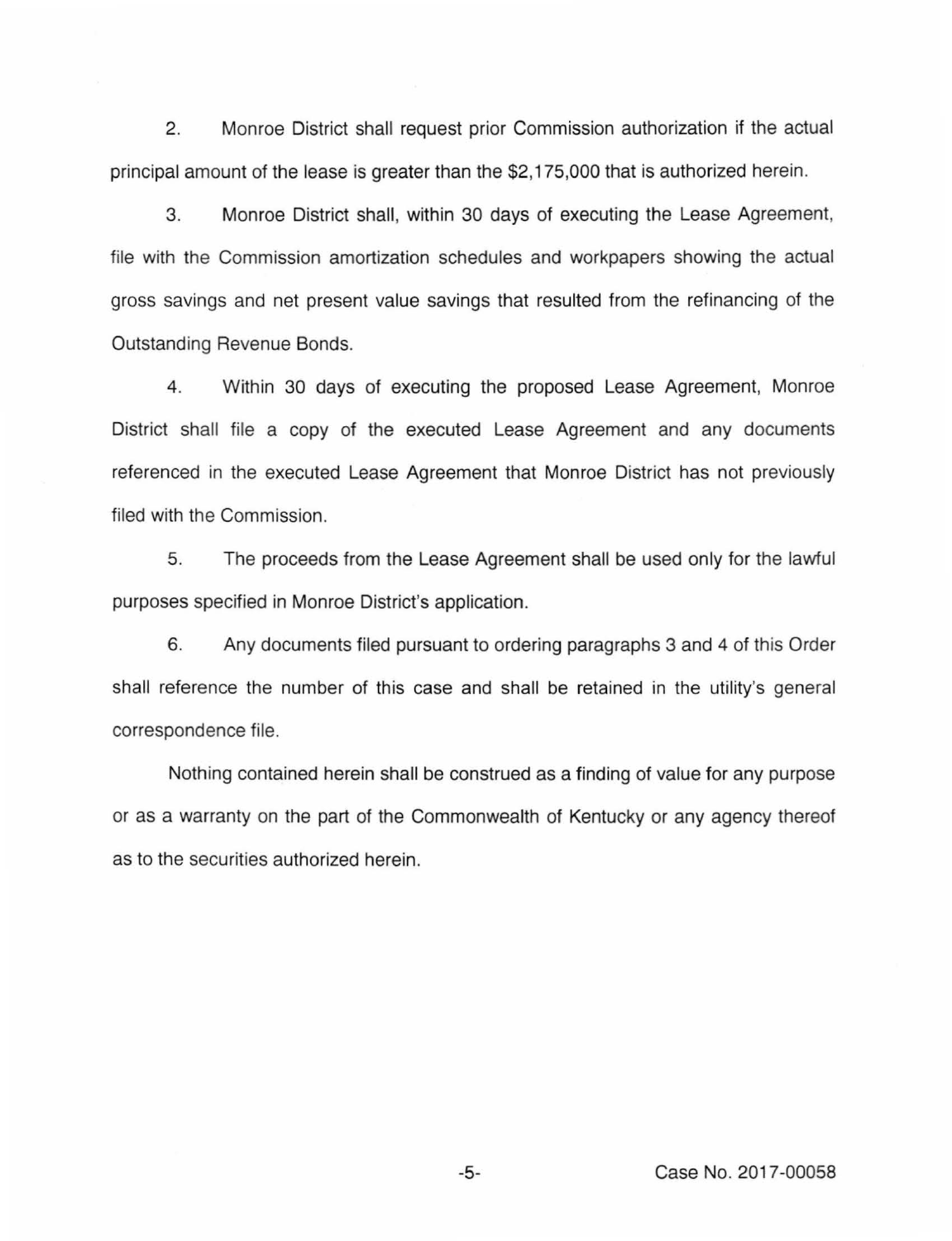2. Monroe District shall request prior Commission authorization if the actual principal amount of the lease is greater than the $2,175,000 that is authorized herein.

3. Monroe District shall, within 30 days of executing the Lease Agreement, file with the Commission amortization schedules and workpapers showing the actual gross savings and net present value savings that resulted from the refinancing of the Outstanding Revenue Bonds.

4. Within 30 days of executing the proposed Lease Agreement, Monroe District shall file a copy of the executed Lease Agreement and any documents referenced in the executed Lease Agreement that Monroe District has not previously filed with the Commission.

5. The proceeds from the Lease Agreement shall be used only for the lawful purposes specified in Monroe District's application.

6. Any documents filed pursuant to ordering paragraphs 3 and 4 of this Order shall reference the number of this case and shall be retained in the utility's general correspondence file.

Nothing contained herein shall be construed as a finding of value for any purpose or as a warranty on the part of the Commonwealth of Kentucky or any agency thereof as to the securities authorized herein.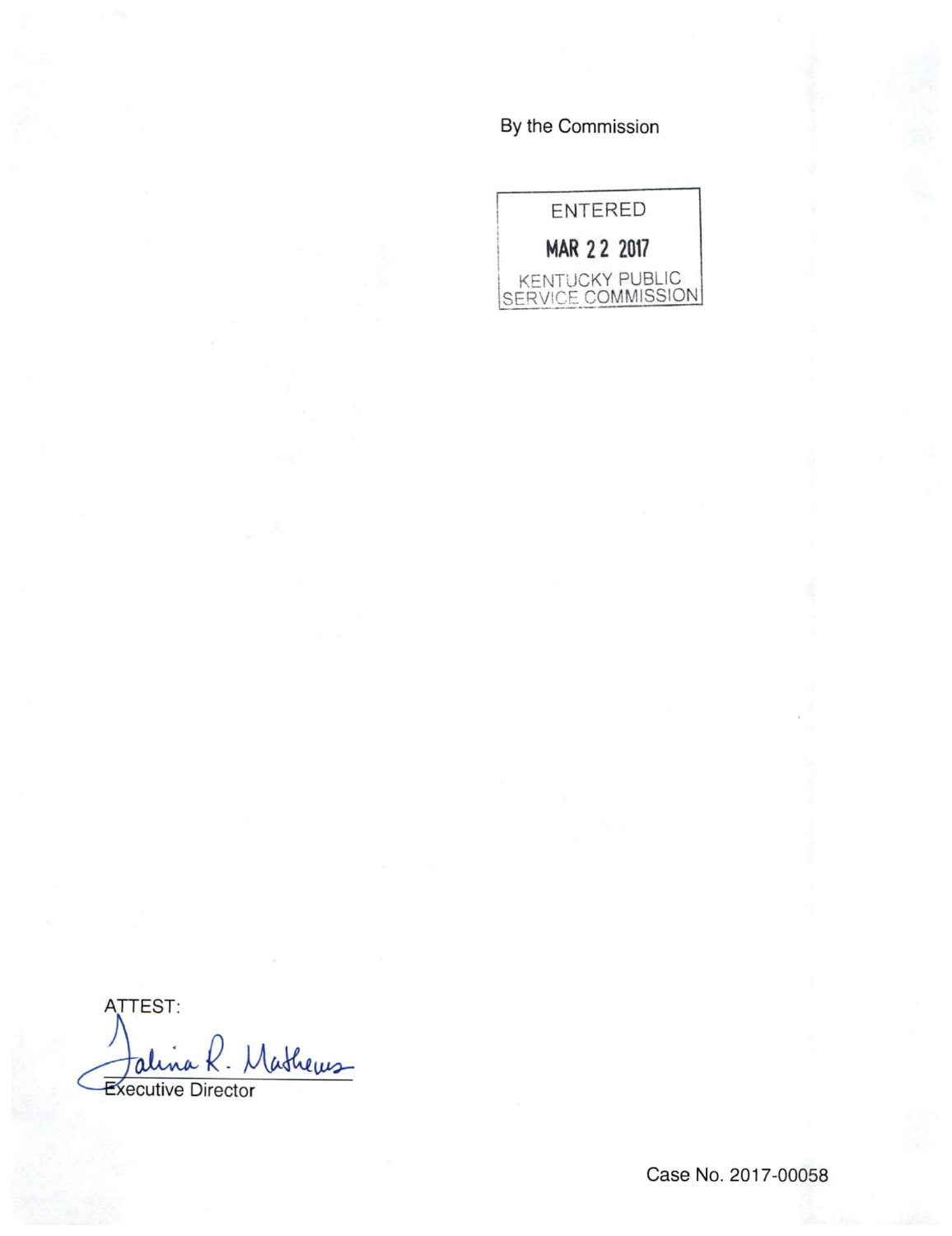By the Commission

ENTERED

MAR 22 2017

KENTUCKY PUBLIC SERVICE COMMISSION

ATTEST:

Talina R. Mathews

Executive Director

Case No. 2017-00058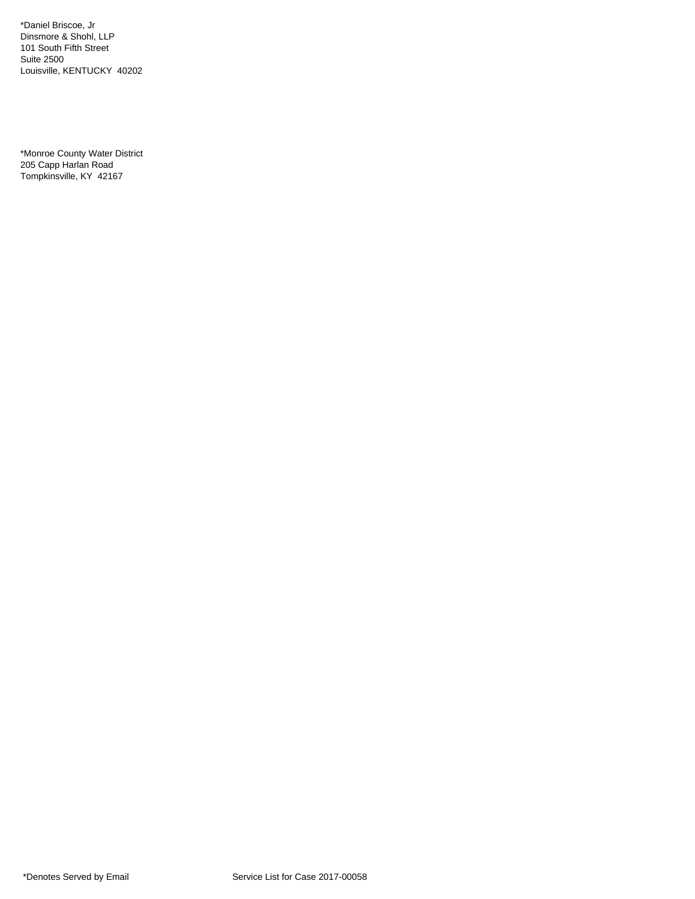*Daniel Briscoe, Jr
Dinsmore & Shohl, LLP
101 South Fifth Street
Suite 2500
Louisville, KENTUCKY 40202

*Monroe County Water District
205 Capp Harlan Road
Tompkinsville, KY 42167

*Denotes Served by Email

Service List for Case 2017-00058